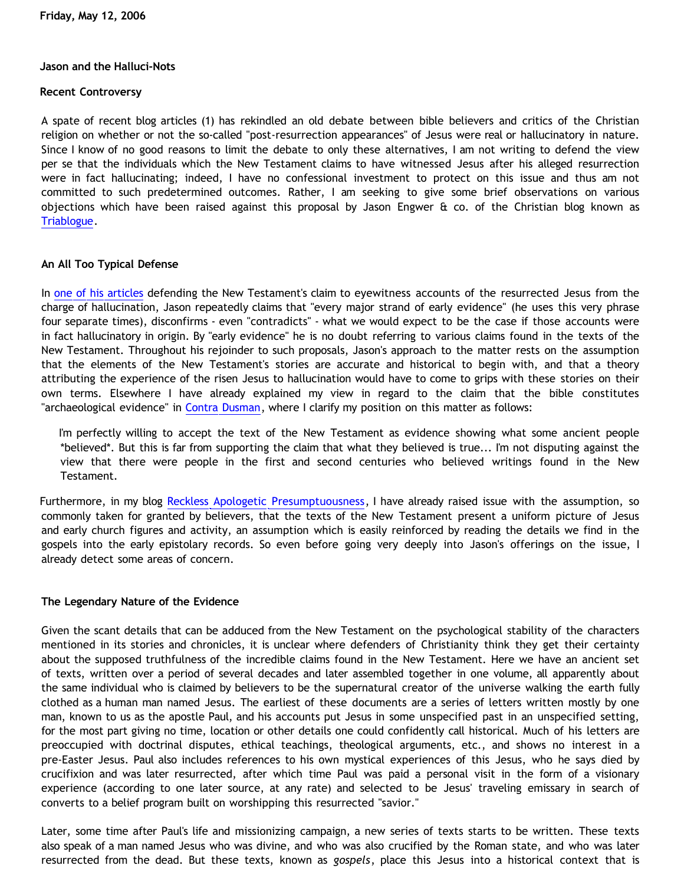Friday, May 12, 2006

# Jason and the Halluci-Nots

## Recent Controversy

A spate of recent blog articles (1) has rekindled an old debate between bible believers and critics of the Christian religion on whether or not the so-called "post-resurrection appearances" of Jesus were real or hallucinatory in nature. Since I know of no good reasons to limit the debate to only these alternatives, I am not writing to defend the view per se that the individuals which the New Testament claims to have witnessed Jesus after his alleged resurrection were in fact hallucinating; indeed, I have no confessional investment to protect on this issue and thus am not committed to such predetermined outcomes. Rather, I am seeking to give some brief observations on various objections which have been raised against this proposal by Jason Engwer & co. of the Christian blog known as Triablogue.

## An All Too Typical Defense

In one of his articles defending the New Testament's claim to eyewitness accounts of the resurrected Jesus from the charge of hallucination, Jason repeatedly claims that "every major strand of early evidence" (he uses this very phrase four separate times), disconfirms - even "contradicts" - what we would expect to be the case if those accounts were in fact hallucinatory in origin. By "early evidence" he is no doubt referring to various claims found in the texts of the New Testament. Throughout his rejoinder to such proposals, Jason's approach to the matter rests on the assumption that the elements of the New Testament's stories are accurate and historical to begin with, and that a theory attributing the experience of the risen Jesus to hallucination would have to come to grips with these stories on their own terms. Elsewhere I have already explained my view in regard to the claim that the bible constitutes "archaeological evidence" in Contra Dusman, where I clarify my position on this matter as follows:

> I'm perfectly willing to accept the text of the New Testament as evidence showing what some ancient people *believed*. But this is far from supporting the claim that what they believed is true... I'm not disputing against the view that there were people in the first and second centuries who believed writings found in the New Testament.

Furthermore, in my blog Reckless Apologetic Presumptuousness, I have already raised issue with the assumption, so commonly taken for granted by believers, that the texts of the New Testament present a uniform picture of Jesus and early church figures and activity, an assumption which is easily reinforced by reading the details we find in the gospels into the early epistolary records. So even before going very deeply into Jason's offerings on the issue, I already detect some areas of concern.

## The Legendary Nature of the Evidence

Given the scant details that can be adduced from the New Testament on the psychological stability of the characters mentioned in its stories and chronicles, it is unclear where defenders of Christianity think they get their certainty about the supposed truthfulness of the incredible claims found in the New Testament. Here we have an ancient set of texts, written over a period of several decades and later assembled together in one volume, all apparently about the same individual who is claimed by believers to be the supernatural creator of the universe walking the earth fully clothed as a human man named Jesus. The earliest of these documents are a series of letters written mostly by one man, known to us as the apostle Paul, and his accounts put Jesus in some unspecified past in an unspecified setting, for the most part giving no time, location or other details one could confidently call historical. Much of his letters are preoccupied with doctrinal disputes, ethical teachings, theological arguments, etc., and shows no interest in a pre-Easter Jesus. Paul also includes references to his own mystical experiences of this Jesus, who he says died by crucifixion and was later resurrected, after which time Paul was paid a personal visit in the form of a visionary experience (according to one later source, at any rate) and selected to be Jesus' traveling emissary in search of converts to a belief program built on worshipping this resurrected "savior."

Later, some time after Paul's life and missionizing campaign, a new series of texts starts to be written. These texts also speak of a man named Jesus who was divine, and who was also crucified by the Roman state, and who was later resurrected from the dead. But these texts, known as *gospels*, place this Jesus into a historical context that is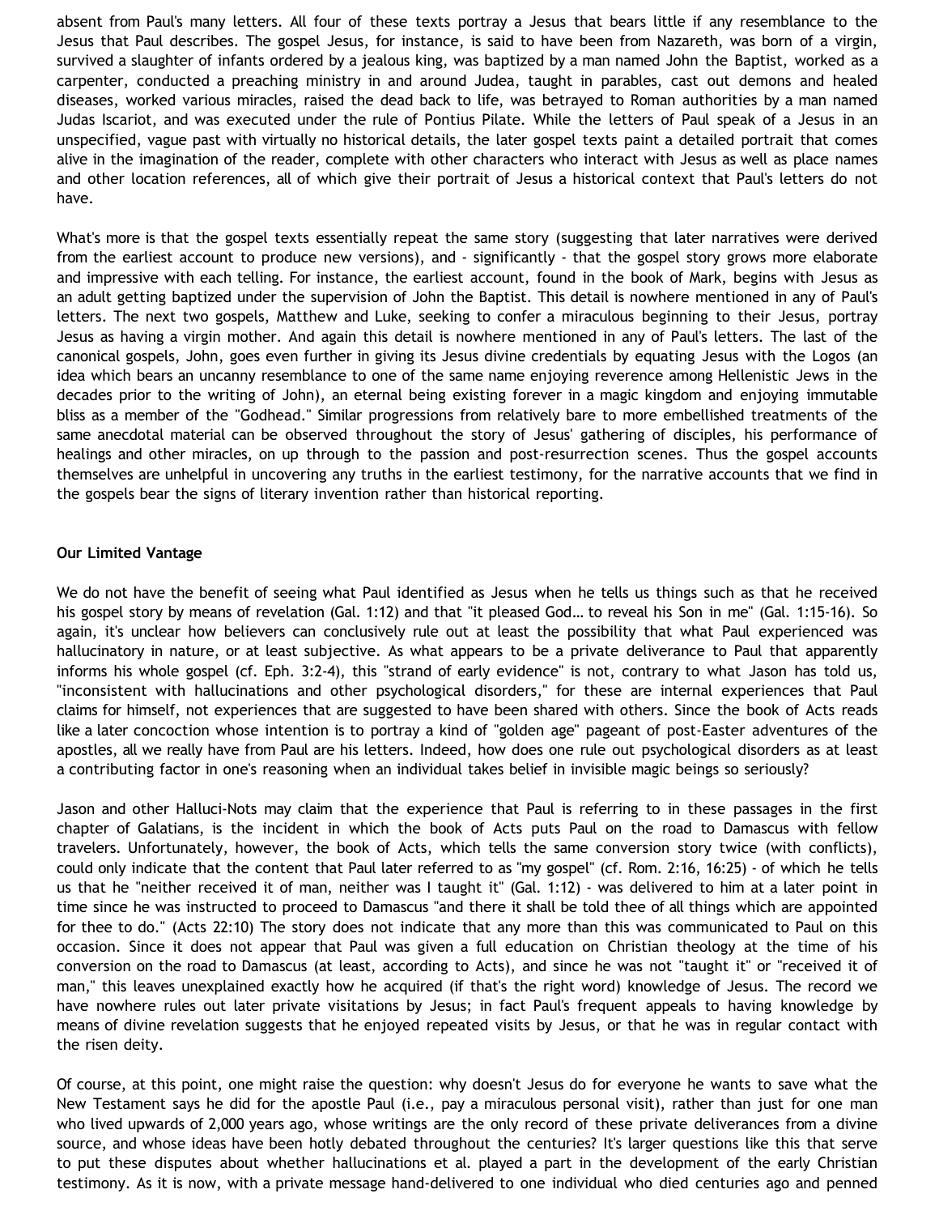absent from Paul's many letters. All four of these texts portray a Jesus that bears little if any resemblance to the Jesus that Paul describes. The gospel Jesus, for instance, is said to have been from Nazareth, was born of a virgin, survived a slaughter of infants ordered by a jealous king, was baptized by a man named John the Baptist, worked as a carpenter, conducted a preaching ministry in and around Judea, taught in parables, cast out demons and healed diseases, worked various miracles, raised the dead back to life, was betrayed to Roman authorities by a man named Judas Iscariot, and was executed under the rule of Pontius Pilate. While the letters of Paul speak of a Jesus in an unspecified, vague past with virtually no historical details, the later gospel texts paint a detailed portrait that comes alive in the imagination of the reader, complete with other characters who interact with Jesus as well as place names and other location references, all of which give their portrait of Jesus a historical context that Paul's letters do not have.

What's more is that the gospel texts essentially repeat the same story (suggesting that later narratives were derived from the earliest account to produce new versions), and - significantly - that the gospel story grows more elaborate and impressive with each telling. For instance, the earliest account, found in the book of Mark, begins with Jesus as an adult getting baptized under the supervision of John the Baptist. This detail is nowhere mentioned in any of Paul's letters. The next two gospels, Matthew and Luke, seeking to confer a miraculous beginning to their Jesus, portray Jesus as having a virgin mother. And again this detail is nowhere mentioned in any of Paul's letters. The last of the canonical gospels, John, goes even further in giving its Jesus divine credentials by equating Jesus with the Logos (an idea which bears an uncanny resemblance to one of the same name enjoying reverence among Hellenistic Jews in the decades prior to the writing of John), an eternal being existing forever in a magic kingdom and enjoying immutable bliss as a member of the "Godhead." Similar progressions from relatively bare to more embellished treatments of the same anecdotal material can be observed throughout the story of Jesus' gathering of disciples, his performance of healings and other miracles, on up through to the passion and post-resurrection scenes. Thus the gospel accounts themselves are unhelpful in uncovering any truths in the earliest testimony, for the narrative accounts that we find in the gospels bear the signs of literary invention rather than historical reporting.

**Our Limited Vantage**

We do not have the benefit of seeing what Paul identified as Jesus when he tells us things such as that he received his gospel story by means of revelation (Gal. 1:12) and that "it pleased God… to reveal his Son in me" (Gal. 1:15-16). So again, it's unclear how believers can conclusively rule out at least the possibility that what Paul experienced was hallucinatory in nature, or at least subjective. As what appears to be a private deliverance to Paul that apparently informs his whole gospel (cf. Eph. 3:2-4), this "strand of early evidence" is not, contrary to what Jason has told us, "inconsistent with hallucinations and other psychological disorders," for these are internal experiences that Paul claims for himself, not experiences that are suggested to have been shared with others. Since the book of Acts reads like a later concoction whose intention is to portray a kind of "golden age" pageant of post-Easter adventures of the apostles, all we really have from Paul are his letters. Indeed, how does one rule out psychological disorders as at least a contributing factor in one's reasoning when an individual takes belief in invisible magic beings so seriously?

Jason and other Halluci-Nots may claim that the experience that Paul is referring to in these passages in the first chapter of Galatians, is the incident in which the book of Acts puts Paul on the road to Damascus with fellow travelers. Unfortunately, however, the book of Acts, which tells the same conversion story twice (with conflicts), could only indicate that the content that Paul later referred to as "my gospel" (cf. Rom. 2:16, 16:25) - of which he tells us that he "neither received it of man, neither was I taught it" (Gal. 1:12) - was delivered to him at a later point in time since he was instructed to proceed to Damascus "and there it shall be told thee of all things which are appointed for thee to do." (Acts 22:10) The story does not indicate that any more than this was communicated to Paul on this occasion. Since it does not appear that Paul was given a full education on Christian theology at the time of his conversion on the road to Damascus (at least, according to Acts), and since he was not "taught it" or "received it of man," this leaves unexplained exactly how he acquired (if that's the right word) knowledge of Jesus. The record we have nowhere rules out later private visitations by Jesus; in fact Paul's frequent appeals to having knowledge by means of divine revelation suggests that he enjoyed repeated visits by Jesus, or that he was in regular contact with the risen deity.

Of course, at this point, one might raise the question: why doesn't Jesus do for everyone he wants to save what the New Testament says he did for the apostle Paul (i.e., pay a miraculous personal visit), rather than just for one man who lived upwards of 2,000 years ago, whose writings are the only record of these private deliverances from a divine source, and whose ideas have been hotly debated throughout the centuries? It's larger questions like this that serve to put these disputes about whether hallucinations et al. played a part in the development of the early Christian testimony. As it is now, with a private message hand-delivered to one individual who died centuries ago and penned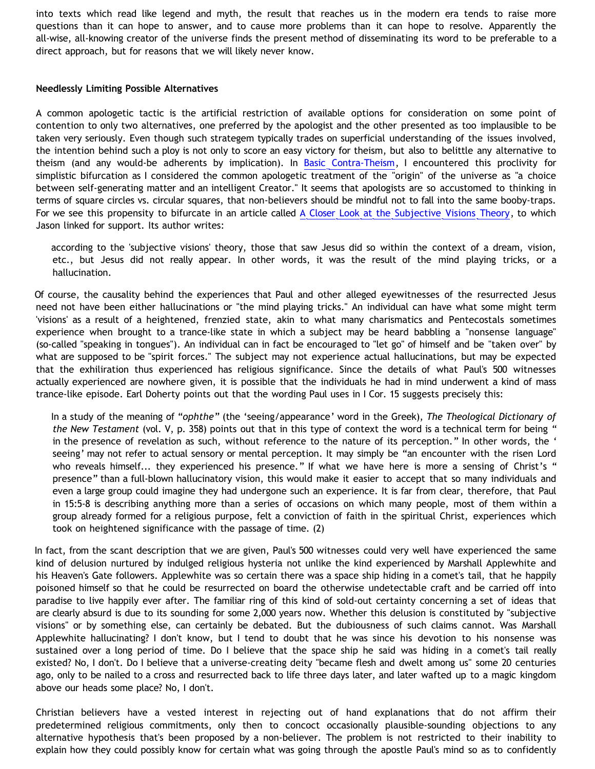into texts which read like legend and myth, the result that reaches us in the modern era tends to raise more questions than it can hope to answer, and to cause more problems than it can hope to resolve. Apparently the all-wise, all-knowing creator of the universe finds the present method of disseminating its word to be preferable to a direct approach, but for reasons that we will likely never know.

**Needlessly Limiting Possible Alternatives**

A common apologetic tactic is the artificial restriction of available options for consideration on some point of contention to only two alternatives, one preferred by the apologist and the other presented as too implausible to be taken very seriously. Even though such strategem typically trades on superficial understanding of the issues involved, the intention behind such a ploy is not only to score an easy victory for theism, but also to belittle any alternative to theism (and any would-be adherents by implication). In Basic Contra-Theism, I encountered this proclivity for simplistic bifurcation as I considered the common apologetic treatment of the "origin" of the universe as "a choice between self-generating matter and an intelligent Creator." It seems that apologists are so accustomed to thinking in terms of square circles vs. circular squares, that non-believers should be mindful not to fall into the same booby-traps. For we see this propensity to bifurcate in an article called A Closer Look at the Subjective Visions Theory, to which Jason linked for support. Its author writes:

> according to the 'subjective visions' theory, those that saw Jesus did so within the context of a dream, vision, etc., but Jesus did not really appear. In other words, it was the result of the mind playing tricks, or a hallucination.

Of course, the causality behind the experiences that Paul and other alleged eyewitnesses of the resurrected Jesus need not have been either hallucinations or "the mind playing tricks." An individual can have what some might term 'visions' as a result of a heightened, frenzied state, akin to what many charismatics and Pentecostals sometimes experience when brought to a trance-like state in which a subject may be heard babbling a "nonsense language" (so-called "speaking in tongues"). An individual can in fact be encouraged to "let go" of himself and be "taken over" by what are supposed to be "spirit forces." The subject may not experience actual hallucinations, but may be expected that the exhiliration thus experienced has religious significance. Since the details of what Paul's 500 witnesses actually experienced are nowhere given, it is possible that the individuals he had in mind underwent a kind of mass trance-like episode. Earl Doherty points out that the wording Paul uses in I Cor. 15 suggests precisely this:

> In a study of the meaning of "*ophthe*" (the 'seeing/appearance' word in the Greek), *The Theological Dictionary of the New Testament* (vol. V, p. 358) points out that in this type of context the word is a technical term for being " in the presence of revelation as such, without reference to the nature of its perception." In other words, the ' seeing' may not refer to actual sensory or mental perception. It may simply be "an encounter with the risen Lord who reveals himself... they experienced his presence." If what we have here is more a sensing of Christ's " presence" than a full-blown hallucinatory vision, this would make it easier to accept that so many individuals and even a large group could imagine they had undergone such an experience. It is far from clear, therefore, that Paul in 15:5-8 is describing anything more than a series of occasions on which many people, most of them within a group already formed for a religious purpose, felt a conviction of faith in the spiritual Christ, experiences which took on heightened significance with the passage of time. (2)

In fact, from the scant description that we are given, Paul's 500 witnesses could very well have experienced the same kind of delusion nurtured by indulged religious hysteria not unlike the kind experienced by Marshall Applewhite and his Heaven's Gate followers. Applewhite was so certain there was a space ship hiding in a comet's tail, that he happily poisoned himself so that he could be resurrected on board the otherwise undetectable craft and be carried off into paradise to live happily ever after. The familiar ring of this kind of sold-out certainty concerning a set of ideas that are clearly absurd is due to its sounding for some 2,000 years now. Whether this delusion is constituted by "subjective visions" or by something else, can certainly be debated. But the dubiousness of such claims cannot. Was Marshall Applewhite hallucinating? I don't know, but I tend to doubt that he was since his devotion to his nonsense was sustained over a long period of time. Do I believe that the space ship he said was hiding in a comet's tail really existed? No, I don't. Do I believe that a universe-creating deity "became flesh and dwelt among us" some 20 centuries ago, only to be nailed to a cross and resurrected back to life three days later, and later wafted up to a magic kingdom above our heads some place? No, I don't.

Christian believers have a vested interest in rejecting out of hand explanations that do not affirm their predetermined religious commitments, only then to concoct occasionally plausible-sounding objections to any alternative hypothesis that's been proposed by a non-believer. The problem is not restricted to their inability to explain how they could possibly know for certain what was going through the apostle Paul's mind so as to confidently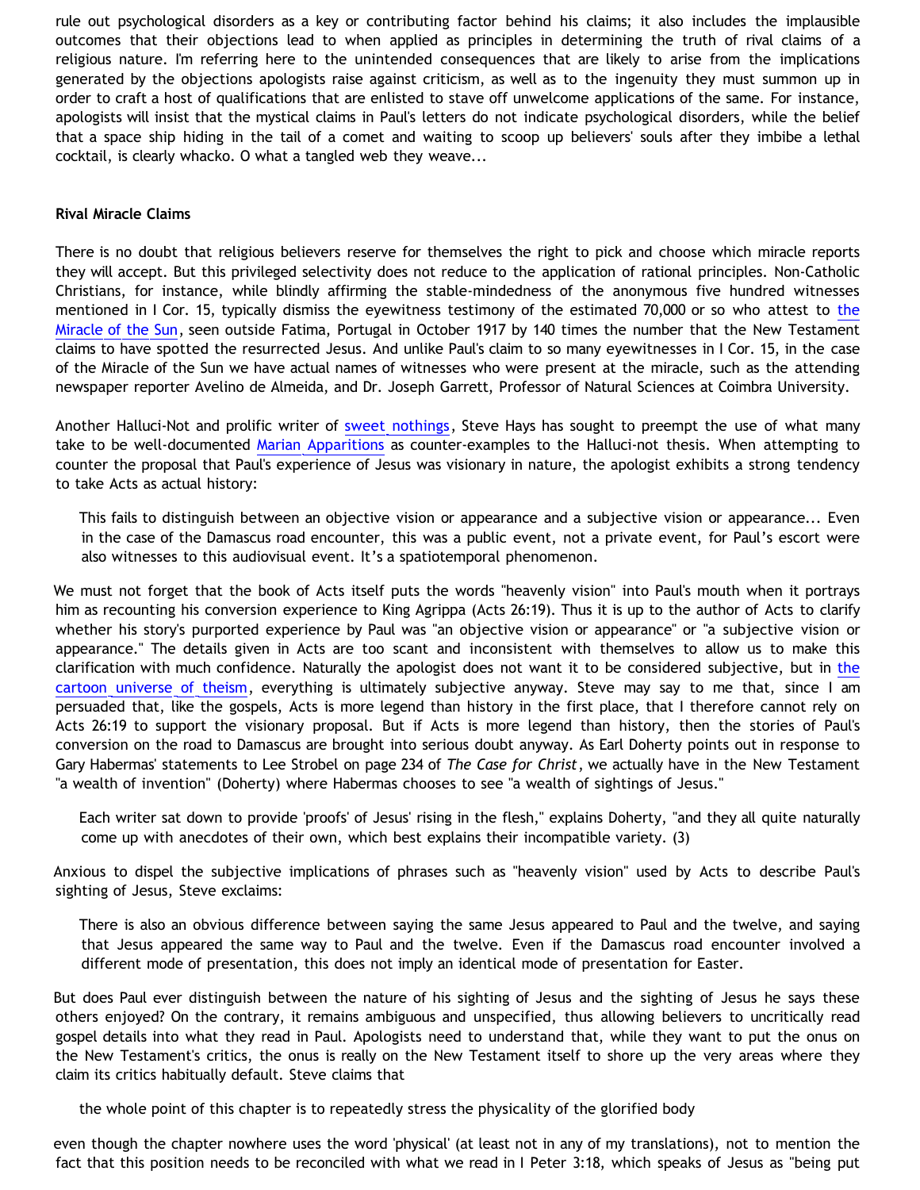rule out psychological disorders as a key or contributing factor behind his claims; it also includes the implausible outcomes that their objections lead to when applied as principles in determining the truth of rival claims of a religious nature. I'm referring here to the unintended consequences that are likely to arise from the implications generated by the objections apologists raise against criticism, as well as to the ingenuity they must summon up in order to craft a host of qualifications that are enlisted to stave off unwelcome applications of the same. For instance, apologists will insist that the mystical claims in Paul's letters do not indicate psychological disorders, while the belief that a space ship hiding in the tail of a comet and waiting to scoop up believers' souls after they imbibe a lethal cocktail, is clearly whacko. O what a tangled web they weave...

**Rival Miracle Claims**

There is no doubt that religious believers reserve for themselves the right to pick and choose which miracle reports they will accept. But this privileged selectivity does not reduce to the application of rational principles. Non-Catholic Christians, for instance, while blindly affirming the stable-mindedness of the anonymous five hundred witnesses mentioned in I Cor. 15, typically dismiss the eyewitness testimony of the estimated 70,000 or so who attest to the Miracle of the Sun, seen outside Fatima, Portugal in October 1917 by 140 times the number that the New Testament claims to have spotted the resurrected Jesus. And unlike Paul's claim to so many eyewitnesses in I Cor. 15, in the case of the Miracle of the Sun we have actual names of witnesses who were present at the miracle, such as the attending newspaper reporter Avelino de Almeida, and Dr. Joseph Garrett, Professor of Natural Sciences at Coimbra University.

Another Halluci-Not and prolific writer of sweet nothings, Steve Hays has sought to preempt the use of what many take to be well-documented Marian Apparitions as counter-examples to the Halluci-not thesis. When attempting to counter the proposal that Paul's experience of Jesus was visionary in nature, the apologist exhibits a strong tendency to take Acts as actual history:

> This fails to distinguish between an objective vision or appearance and a subjective vision or appearance... Even in the case of the Damascus road encounter, this was a public event, not a private event, for Paul's escort were also witnesses to this audiovisual event. It's a spatiotemporal phenomenon.

We must not forget that the book of Acts itself puts the words "heavenly vision" into Paul's mouth when it portrays him as recounting his conversion experience to King Agrippa (Acts 26:19). Thus it is up to the author of Acts to clarify whether his story's purported experience by Paul was "an objective vision or appearance" or "a subjective vision or appearance." The details given in Acts are too scant and inconsistent with themselves to allow us to make this clarification with much confidence. Naturally the apologist does not want it to be considered subjective, but in the cartoon universe of theism, everything is ultimately subjective anyway. Steve may say to me that, since I am persuaded that, like the gospels, Acts is more legend than history in the first place, that I therefore cannot rely on Acts 26:19 to support the visionary proposal. But if Acts is more legend than history, then the stories of Paul's conversion on the road to Damascus are brought into serious doubt anyway. As Earl Doherty points out in response to Gary Habermas' statements to Lee Strobel on page 234 of *The Case for Christ*, we actually have in the New Testament "a wealth of invention" (Doherty) where Habermas chooses to see "a wealth of sightings of Jesus."

> Each writer sat down to provide 'proofs' of Jesus' rising in the flesh," explains Doherty, "and they all quite naturally come up with anecdotes of their own, which best explains their incompatible variety. (3)

Anxious to dispel the subjective implications of phrases such as "heavenly vision" used by Acts to describe Paul's sighting of Jesus, Steve exclaims:

> There is also an obvious difference between saying the same Jesus appeared to Paul and the twelve, and saying that Jesus appeared the same way to Paul and the twelve. Even if the Damascus road encounter involved a different mode of presentation, this does not imply an identical mode of presentation for Easter.

But does Paul ever distinguish between the nature of his sighting of Jesus and the sighting of Jesus he says these others enjoyed? On the contrary, it remains ambiguous and unspecified, thus allowing believers to uncritically read gospel details into what they read in Paul. Apologists need to understand that, while they want to put the onus on the New Testament's critics, the onus is really on the New Testament itself to shore up the very areas where they claim its critics habitually default. Steve claims that

> the whole point of this chapter is to repeatedly stress the physicality of the glorified body

even though the chapter nowhere uses the word 'physical' (at least not in any of my translations), not to mention the fact that this position needs to be reconciled with what we read in I Peter 3:18, which speaks of Jesus as "being put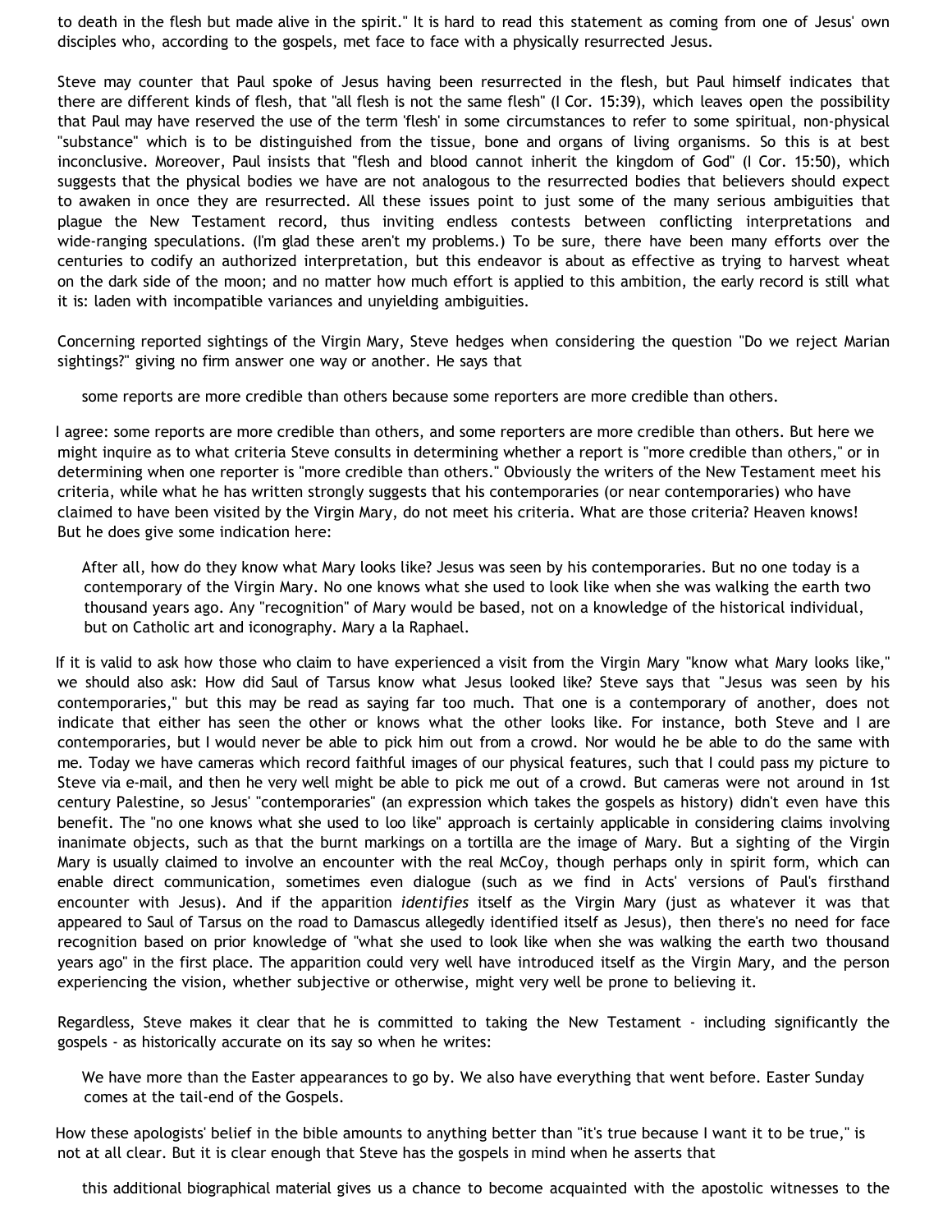to death in the flesh but made alive in the spirit." It is hard to read this statement as coming from one of Jesus' own disciples who, according to the gospels, met face to face with a physically resurrected Jesus.

Steve may counter that Paul spoke of Jesus having been resurrected in the flesh, but Paul himself indicates that there are different kinds of flesh, that "all flesh is not the same flesh" (I Cor. 15:39), which leaves open the possibility that Paul may have reserved the use of the term 'flesh' in some circumstances to refer to some spiritual, non-physical "substance" which is to be distinguished from the tissue, bone and organs of living organisms. So this is at best inconclusive. Moreover, Paul insists that "flesh and blood cannot inherit the kingdom of God" (I Cor. 15:50), which suggests that the physical bodies we have are not analogous to the resurrected bodies that believers should expect to awaken in once they are resurrected. All these issues point to just some of the many serious ambiguities that plague the New Testament record, thus inviting endless contests between conflicting interpretations and wide-ranging speculations. (I'm glad these aren't my problems.) To be sure, there have been many efforts over the centuries to codify an authorized interpretation, but this endeavor is about as effective as trying to harvest wheat on the dark side of the moon; and no matter how much effort is applied to this ambition, the early record is still what it is: laden with incompatible variances and unyielding ambiguities.

Concerning reported sightings of the Virgin Mary, Steve hedges when considering the question "Do we reject Marian sightings?" giving no firm answer one way or another. He says that

> some reports are more credible than others because some reporters are more credible than others.

I agree: some reports are more credible than others, and some reporters are more credible than others. But here we might inquire as to what criteria Steve consults in determining whether a report is "more credible than others," or in determining when one reporter is "more credible than others." Obviously the writers of the New Testament meet his criteria, while what he has written strongly suggests that his contemporaries (or near contemporaries) who have claimed to have been visited by the Virgin Mary, do not meet his criteria. What are those criteria? Heaven knows! But he does give some indication here:

> After all, how do they know what Mary looks like? Jesus was seen by his contemporaries. But no one today is a contemporary of the Virgin Mary. No one knows what she used to look like when she was walking the earth two thousand years ago. Any "recognition" of Mary would be based, not on a knowledge of the historical individual, but on Catholic art and iconography. Mary a la Raphael.

If it is valid to ask how those who claim to have experienced a visit from the Virgin Mary "know what Mary looks like," we should also ask: How did Saul of Tarsus know what Jesus looked like? Steve says that "Jesus was seen by his contemporaries," but this may be read as saying far too much. That one is a contemporary of another, does not indicate that either has seen the other or knows what the other looks like. For instance, both Steve and I are contemporaries, but I would never be able to pick him out from a crowd. Nor would he be able to do the same with me. Today we have cameras which record faithful images of our physical features, such that I could pass my picture to Steve via e-mail, and then he very well might be able to pick me out of a crowd. But cameras were not around in 1st century Palestine, so Jesus' "contemporaries" (an expression which takes the gospels as history) didn't even have this benefit. The "no one knows what she used to loo like" approach is certainly applicable in considering claims involving inanimate objects, such as that the burnt markings on a tortilla are the image of Mary. But a sighting of the Virgin Mary is usually claimed to involve an encounter with the real McCoy, though perhaps only in spirit form, which can enable direct communication, sometimes even dialogue (such as we find in Acts' versions of Paul's firsthand encounter with Jesus). And if the apparition *identifies* itself as the Virgin Mary (just as whatever it was that appeared to Saul of Tarsus on the road to Damascus allegedly identified itself as Jesus), then there's no need for face recognition based on prior knowledge of "what she used to look like when she was walking the earth two thousand years ago" in the first place. The apparition could very well have introduced itself as the Virgin Mary, and the person experiencing the vision, whether subjective or otherwise, might very well be prone to believing it.

Regardless, Steve makes it clear that he is committed to taking the New Testament - including significantly the gospels - as historically accurate on its say so when he writes:

> We have more than the Easter appearances to go by. We also have everything that went before. Easter Sunday comes at the tail-end of the Gospels.

How these apologists' belief in the bible amounts to anything better than "it's true because I want it to be true," is not at all clear. But it is clear enough that Steve has the gospels in mind when he asserts that

> this additional biographical material gives us a chance to become acquainted with the apostolic witnesses to the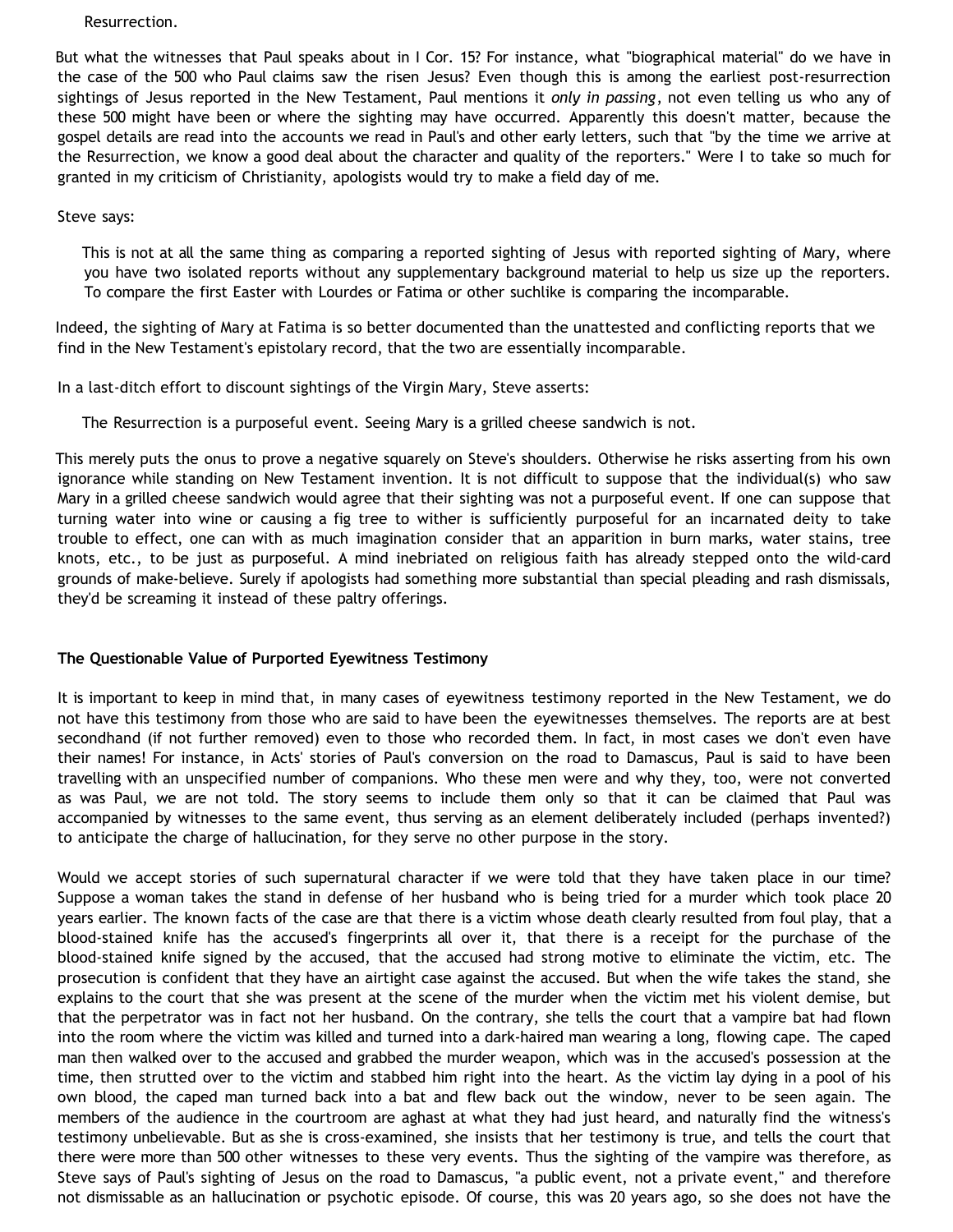Resurrection.

But what the witnesses that Paul speaks about in I Cor. 15? For instance, what "biographical material" do we have in the case of the 500 who Paul claims saw the risen Jesus? Even though this is among the earliest post-resurrection sightings of Jesus reported in the New Testament, Paul mentions it *only in passing*, not even telling us who any of these 500 might have been or where the sighting may have occurred. Apparently this doesn't matter, because the gospel details are read into the accounts we read in Paul's and other early letters, such that "by the time we arrive at the Resurrection, we know a good deal about the character and quality of the reporters." Were I to take so much for granted in my criticism of Christianity, apologists would try to make a field day of me.

Steve says:

> This is not at all the same thing as comparing a reported sighting of Jesus with reported sighting of Mary, where you have two isolated reports without any supplementary background material to help us size up the reporters. To compare the first Easter with Lourdes or Fatima or other suchlike is comparing the incomparable.

Indeed, the sighting of Mary at Fatima is so better documented than the unattested and conflicting reports that we find in the New Testament's epistolary record, that the two are essentially incomparable.

In a last-ditch effort to discount sightings of the Virgin Mary, Steve asserts:

> The Resurrection is a purposeful event. Seeing Mary is a grilled cheese sandwich is not.

This merely puts the onus to prove a negative squarely on Steve's shoulders. Otherwise he risks asserting from his own ignorance while standing on New Testament invention. It is not difficult to suppose that the individual(s) who saw Mary in a grilled cheese sandwich would agree that their sighting was not a purposeful event. If one can suppose that turning water into wine or causing a fig tree to wither is sufficiently purposeful for an incarnated deity to take trouble to effect, one can with as much imagination consider that an apparition in burn marks, water stains, tree knots, etc., to be just as purposeful. A mind inebriated on religious faith has already stepped onto the wild-card grounds of make-believe. Surely if apologists had something more substantial than special pleading and rash dismissals, they'd be screaming it instead of these paltry offerings.

**The Questionable Value of Purported Eyewitness Testimony**

It is important to keep in mind that, in many cases of eyewitness testimony reported in the New Testament, we do not have this testimony from those who are said to have been the eyewitnesses themselves. The reports are at best secondhand (if not further removed) even to those who recorded them. In fact, in most cases we don't even have their names! For instance, in Acts' stories of Paul's conversion on the road to Damascus, Paul is said to have been travelling with an unspecified number of companions. Who these men were and why they, too, were not converted as was Paul, we are not told. The story seems to include them only so that it can be claimed that Paul was accompanied by witnesses to the same event, thus serving as an element deliberately included (perhaps invented?) to anticipate the charge of hallucination, for they serve no other purpose in the story.

Would we accept stories of such supernatural character if we were told that they have taken place in our time? Suppose a woman takes the stand in defense of her husband who is being tried for a murder which took place 20 years earlier. The known facts of the case are that there is a victim whose death clearly resulted from foul play, that a blood-stained knife has the accused's fingerprints all over it, that there is a receipt for the purchase of the blood-stained knife signed by the accused, that the accused had strong motive to eliminate the victim, etc. The prosecution is confident that they have an airtight case against the accused. But when the wife takes the stand, she explains to the court that she was present at the scene of the murder when the victim met his violent demise, but that the perpetrator was in fact not her husband. On the contrary, she tells the court that a vampire bat had flown into the room where the victim was killed and turned into a dark-haired man wearing a long, flowing cape. The caped man then walked over to the accused and grabbed the murder weapon, which was in the accused's possession at the time, then strutted over to the victim and stabbed him right into the heart. As the victim lay dying in a pool of his own blood, the caped man turned back into a bat and flew back out the window, never to be seen again. The members of the audience in the courtroom are aghast at what they had just heard, and naturally find the witness's testimony unbelievable. But as she is cross-examined, she insists that her testimony is true, and tells the court that there were more than 500 other witnesses to these very events. Thus the sighting of the vampire was therefore, as Steve says of Paul's sighting of Jesus on the road to Damascus, "a public event, not a private event," and therefore not dismissable as an hallucination or psychotic episode. Of course, this was 20 years ago, so she does not have the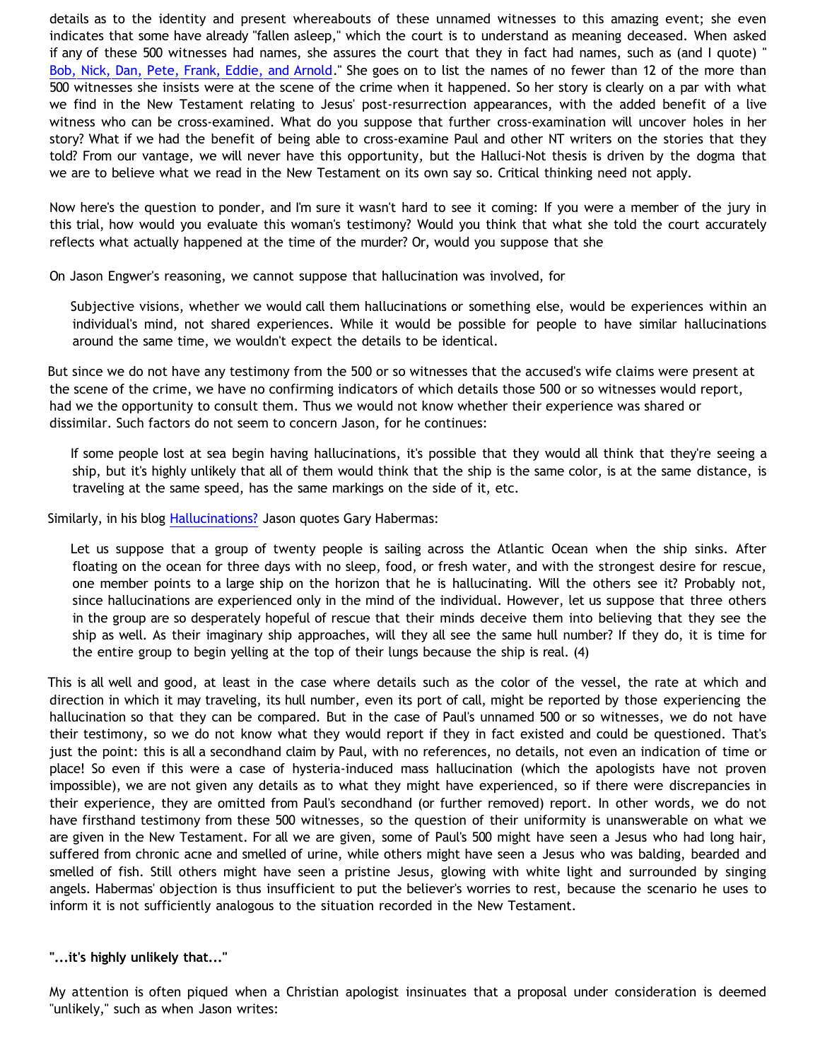details as to the identity and present whereabouts of these unnamed witnesses to this amazing event; she even indicates that some have already "fallen asleep," which the court is to understand as meaning deceased. When asked if any of these 500 witnesses had names, she assures the court that they in fact had names, such as (and I quote) "Bob, Nick, Dan, Pete, Frank, Eddie, and Arnold." She goes on to list the names of no fewer than 12 of the more than 500 witnesses she insists were at the scene of the crime when it happened. So her story is clearly on a par with what we find in the New Testament relating to Jesus' post-resurrection appearances, with the added benefit of a live witness who can be cross-examined. What do you suppose that further cross-examination will uncover holes in her story? What if we had the benefit of being able to cross-examine Paul and other NT writers on the stories that they told? From our vantage, we will never have this opportunity, but the Halluci-Not thesis is driven by the dogma that we are to believe what we read in the New Testament on its own say so. Critical thinking need not apply.

Now here's the question to ponder, and I'm sure it wasn't hard to see it coming: If you were a member of the jury in this trial, how would you evaluate this woman's testimony? Would you think that what she told the court accurately reflects what actually happened at the time of the murder? Or, would you suppose that she

On Jason Engwer's reasoning, we cannot suppose that hallucination was involved, for

> Subjective visions, whether we would call them hallucinations or something else, would be experiences within an individual's mind, not shared experiences. While it would be possible for people to have similar hallucinations around the same time, we wouldn't expect the details to be identical.

But since we do not have any testimony from the 500 or so witnesses that the accused's wife claims were present at the scene of the crime, we have no confirming indicators of which details those 500 or so witnesses would report, had we the opportunity to consult them. Thus we would not know whether their experience was shared or dissimilar. Such factors do not seem to concern Jason, for he continues:

> If some people lost at sea begin having hallucinations, it's possible that they would all think that they're seeing a ship, but it's highly unlikely that all of them would think that the ship is the same color, is at the same distance, is traveling at the same speed, has the same markings on the side of it, etc.

Similarly, in his blog Hallucinations? Jason quotes Gary Habermas:

> Let us suppose that a group of twenty people is sailing across the Atlantic Ocean when the ship sinks. After floating on the ocean for three days with no sleep, food, or fresh water, and with the strongest desire for rescue, one member points to a large ship on the horizon that he is hallucinating. Will the others see it? Probably not, since hallucinations are experienced only in the mind of the individual. However, let us suppose that three others in the group are so desperately hopeful of rescue that their minds deceive them into believing that they see the ship as well. As their imaginary ship approaches, will they all see the same hull number? If they do, it is time for the entire group to begin yelling at the top of their lungs because the ship is real. (4)

This is all well and good, at least in the case where details such as the color of the vessel, the rate at which and direction in which it may traveling, its hull number, even its port of call, might be reported by those experiencing the hallucination so that they can be compared. But in the case of Paul's unnamed 500 or so witnesses, we do not have their testimony, so we do not know what they would report if they in fact existed and could be questioned. That's just the point: this is all a secondhand claim by Paul, with no references, no details, not even an indication of time or place! So even if this were a case of hysteria-induced mass hallucination (which the apologists have not proven impossible), we are not given any details as to what they might have experienced, so if there were discrepancies in their experience, they are omitted from Paul's secondhand (or further removed) report. In other words, we do not have firsthand testimony from these 500 witnesses, so the question of their uniformity is unanswerable on what we are given in the New Testament. For all we are given, some of Paul's 500 might have seen a Jesus who had long hair, suffered from chronic acne and smelled of urine, while others might have seen a Jesus who was balding, bearded and smelled of fish. Still others might have seen a pristine Jesus, glowing with white light and surrounded by singing angels. Habermas' objection is thus insufficient to put the believer's worries to rest, because the scenario he uses to inform it is not sufficiently analogous to the situation recorded in the New Testament.

**"...it's highly unlikely that..."**

My attention is often piqued when a Christian apologist insinuates that a proposal under consideration is deemed "unlikely," such as when Jason writes: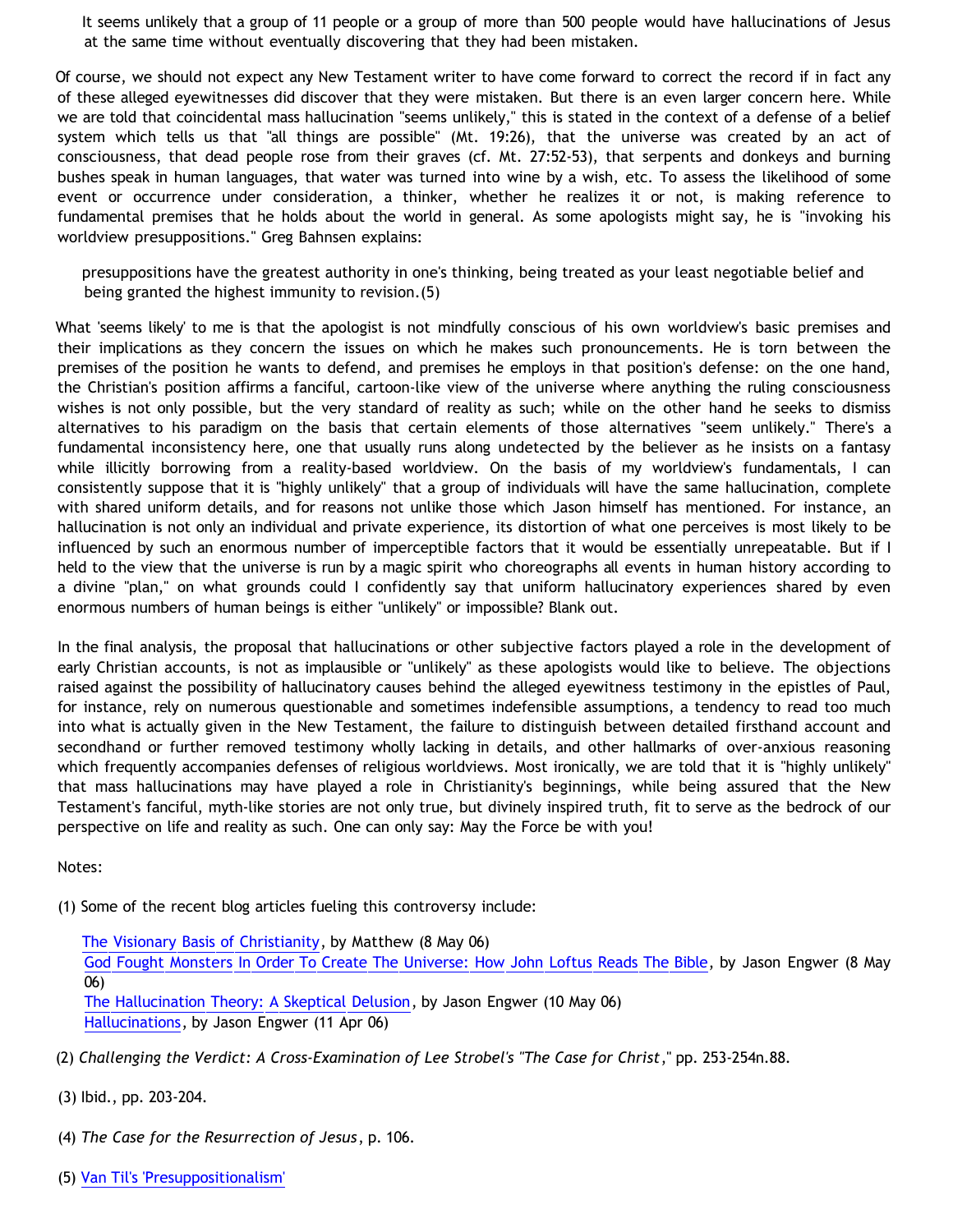> It seems unlikely that a group of 11 people or a group of more than 500 people would have hallucinations of Jesus at the same time without eventually discovering that they had been mistaken.

Of course, we should not expect any New Testament writer to have come forward to correct the record if in fact any of these alleged eyewitnesses did discover that they were mistaken. But there is an even larger concern here. While we are told that coincidental mass hallucination "seems unlikely," this is stated in the context of a defense of a belief system which tells us that "all things are possible" (Mt. 19:26), that the universe was created by an act of consciousness, that dead people rose from their graves (cf. Mt. 27:52-53), that serpents and donkeys and burning bushes speak in human languages, that water was turned into wine by a wish, etc. To assess the likelihood of some event or occurrence under consideration, a thinker, whether he realizes it or not, is making reference to fundamental premises that he holds about the world in general. As some apologists might say, he is "invoking his worldview presuppositions." Greg Bahnsen explains:

> presuppositions have the greatest authority in one's thinking, being treated as your least negotiable belief and being granted the highest immunity to revision.(5)

What 'seems likely' to me is that the apologist is not mindfully conscious of his own worldview's basic premises and their implications as they concern the issues on which he makes such pronouncements. He is torn between the premises of the position he wants to defend, and premises he employs in that position's defense: on the one hand, the Christian's position affirms a fanciful, cartoon-like view of the universe where anything the ruling consciousness wishes is not only possible, but the very standard of reality as such; while on the other hand he seeks to dismiss alternatives to his paradigm on the basis that certain elements of those alternatives "seem unlikely." There's a fundamental inconsistency here, one that usually runs along undetected by the believer as he insists on a fantasy while illicitly borrowing from a reality-based worldview. On the basis of my worldview's fundamentals, I can consistently suppose that it is "highly unlikely" that a group of individuals will have the same hallucination, complete with shared uniform details, and for reasons not unlike those which Jason himself has mentioned. For instance, an hallucination is not only an individual and private experience, its distortion of what one perceives is most likely to be influenced by such an enormous number of imperceptible factors that it would be essentially unrepeatable. But if I held to the view that the universe is run by a magic spirit who choreographs all events in human history according to a divine "plan," on what grounds could I confidently say that uniform hallucinatory experiences shared by even enormous numbers of human beings is either "unlikely" or impossible? Blank out.

In the final analysis, the proposal that hallucinations or other subjective factors played a role in the development of early Christian accounts, is not as implausible or "unlikely" as these apologists would like to believe. The objections raised against the possibility of hallucinatory causes behind the alleged eyewitness testimony in the epistles of Paul, for instance, rely on numerous questionable and sometimes indefensible assumptions, a tendency to read too much into what is actually given in the New Testament, the failure to distinguish between detailed firsthand account and secondhand or further removed testimony wholly lacking in details, and other hallmarks of over-anxious reasoning which frequently accompanies defenses of religious worldviews. Most ironically, we are told that it is "highly unlikely" that mass hallucinations may have played a role in Christianity's beginnings, while being assured that the New Testament's fanciful, myth-like stories are not only true, but divinely inspired truth, fit to serve as the bedrock of our perspective on life and reality as such. One can only say: May the Force be with you!

Notes:

(1) Some of the recent blog articles fueling this controversy include:

> The Visionary Basis of Christianity, by Matthew (8 May 06)
> God Fought Monsters In Order To Create The Universe: How John Loftus Reads The Bible, by Jason Engwer (8 May 06)
> The Hallucination Theory: A Skeptical Delusion, by Jason Engwer (10 May 06)
> Hallucinations, by Jason Engwer (11 Apr 06)

(2) *Challenging the Verdict: A Cross-Examination of Lee Strobel's "The Case for Christ,"* pp. 253-254n.88.

(3) Ibid., pp. 203-204.

(4) *The Case for the Resurrection of Jesus*, p. 106.

(5) Van Til's 'Presuppositionalism'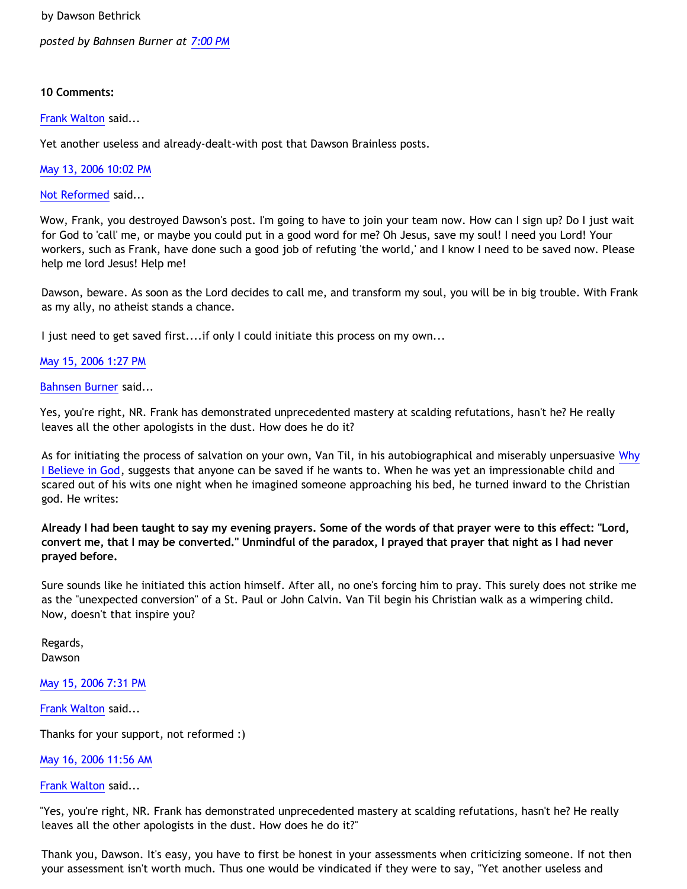by Dawson Bethrick

*posted by Bahnsen Burner at 7:00 PM*

**10 Comments:**

Frank Walton said...

Yet another useless and already-dealt-with post that Dawson Brainless posts.

May 13, 2006 10:02 PM

Not Reformed said...

Wow, Frank, you destroyed Dawson's post. I'm going to have to join your team now. How can I sign up? Do I just wait for God to 'call' me, or maybe you could put in a good word for me? Oh Jesus, save my soul! I need you Lord! Your workers, such as Frank, have done such a good job of refuting 'the world,' and I know I need to be saved now. Please help me lord Jesus! Help me!

Dawson, beware. As soon as the Lord decides to call me, and transform my soul, you will be in big trouble. With Frank as my ally, no atheist stands a chance.

I just need to get saved first....if only I could initiate this process on my own...

May 15, 2006 1:27 PM

Bahnsen Burner said...

Yes, you're right, NR. Frank has demonstrated unprecedented mastery at scalding refutations, hasn't he? He really leaves all the other apologists in the dust. How does he do it?

As for initiating the process of salvation on your own, Van Til, in his autobiographical and miserably unpersuasive Why I Believe in God, suggests that anyone can be saved if he wants to. When he was yet an impressionable child and scared out of his wits one night when he imagined someone approaching his bed, he turned inward to the Christian god. He writes:

**Already I had been taught to say my evening prayers. Some of the words of that prayer were to this effect: "Lord, convert me, that I may be converted." Unmindful of the paradox, I prayed that prayer that night as I had never prayed before.**

Sure sounds like he initiated this action himself. After all, no one's forcing him to pray. This surely does not strike me as the "unexpected conversion" of a St. Paul or John Calvin. Van Til begin his Christian walk as a wimpering child. Now, doesn't that inspire you?

Regards,
Dawson

May 15, 2006 7:31 PM

Frank Walton said...

Thanks for your support, not reformed :)

May 16, 2006 11:56 AM

Frank Walton said...

"Yes, you're right, NR. Frank has demonstrated unprecedented mastery at scalding refutations, hasn't he? He really leaves all the other apologists in the dust. How does he do it?"

Thank you, Dawson. It's easy, you have to first be honest in your assessments when criticizing someone. If not then your assessment isn't worth much. Thus one would be vindicated if they were to say, "Yet another useless and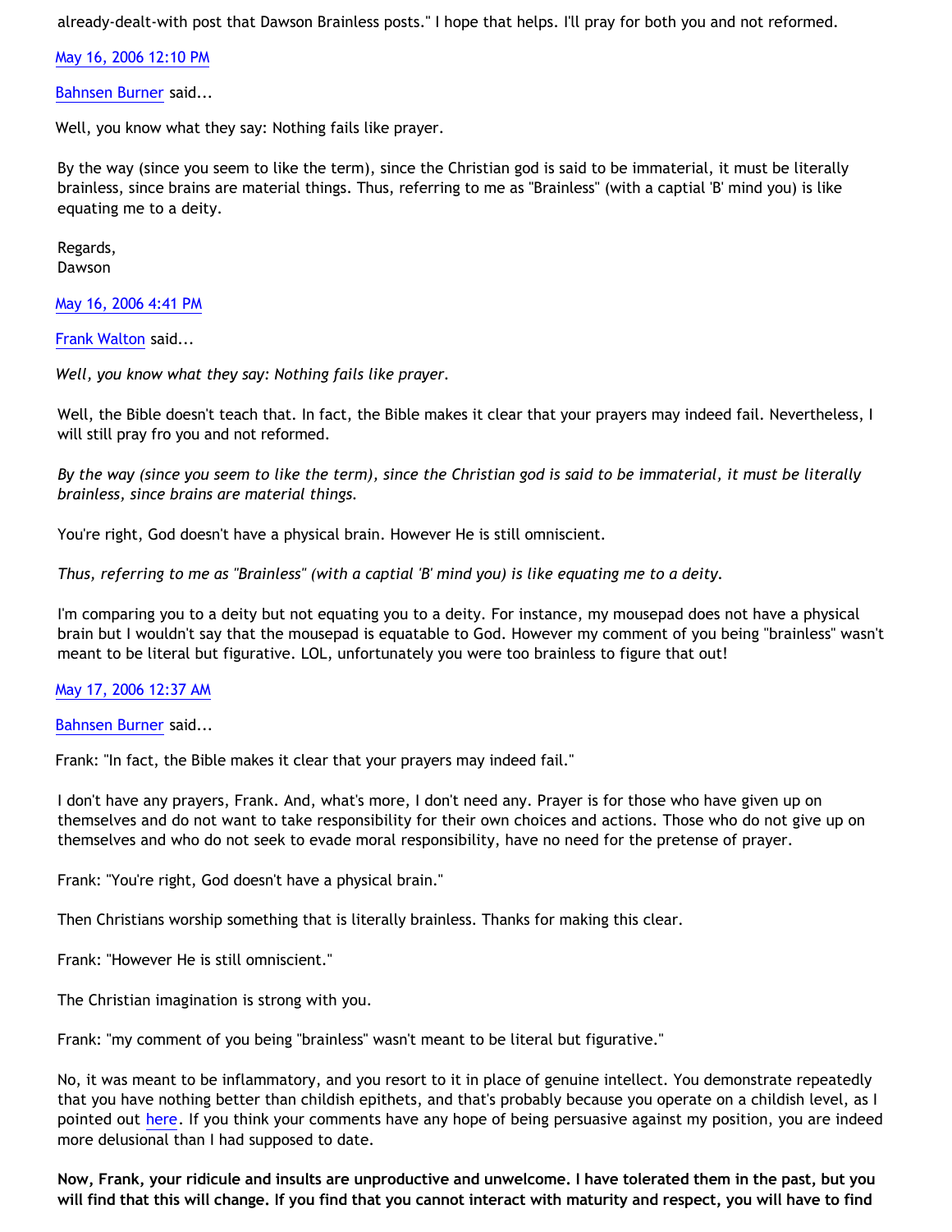already-dealt-with post that Dawson Brainless posts." I hope that helps. I'll pray for both you and not reformed.

May 16, 2006 12:10 PM

Bahnsen Burner said...

Well, you know what they say: Nothing fails like prayer.

By the way (since you seem to like the term), since the Christian god is said to be immaterial, it must be literally brainless, since brains are material things. Thus, referring to me as "Brainless" (with a captial 'B' mind you) is like equating me to a deity.

Regards,
Dawson

May 16, 2006 4:41 PM

Frank Walton said...

*Well, you know what they say: Nothing fails like prayer.*

Well, the Bible doesn't teach that. In fact, the Bible makes it clear that your prayers may indeed fail. Nevertheless, I will still pray fro you and not reformed.

*By the way (since you seem to like the term), since the Christian god is said to be immaterial, it must be literally brainless, since brains are material things.*

You're right, God doesn't have a physical brain. However He is still omniscient.

*Thus, referring to me as "Brainless" (with a captial 'B' mind you) is like equating me to a deity.*

I'm comparing you to a deity but not equating you to a deity. For instance, my mousepad does not have a physical brain but I wouldn't say that the mousepad is equatable to God. However my comment of you being "brainless" wasn't meant to be literal but figurative. LOL, unfortunately you were too brainless to figure that out!

May 17, 2006 12:37 AM

Bahnsen Burner said...

Frank: "In fact, the Bible makes it clear that your prayers may indeed fail."

I don't have any prayers, Frank. And, what's more, I don't need any. Prayer is for those who have given up on themselves and do not want to take responsibility for their own choices and actions. Those who do not give up on themselves and who do not seek to evade moral responsibility, have no need for the pretense of prayer.

Frank: "You're right, God doesn't have a physical brain."

Then Christians worship something that is literally brainless. Thanks for making this clear.

Frank: "However He is still omniscient."

The Christian imagination is strong with you.

Frank: "my comment of you being "brainless" wasn't meant to be literal but figurative."

No, it was meant to be inflammatory, and you resort to it in place of genuine intellect. You demonstrate repeatedly that you have nothing better than childish epithets, and that's probably because you operate on a childish level, as I pointed out here. If you think your comments have any hope of being persuasive against my position, you are indeed more delusional than I had supposed to date.

**Now, Frank, your ridicule and insults are unproductive and unwelcome. I have tolerated them in the past, but you will find that this will change. If you find that you cannot interact with maturity and respect, you will have to find**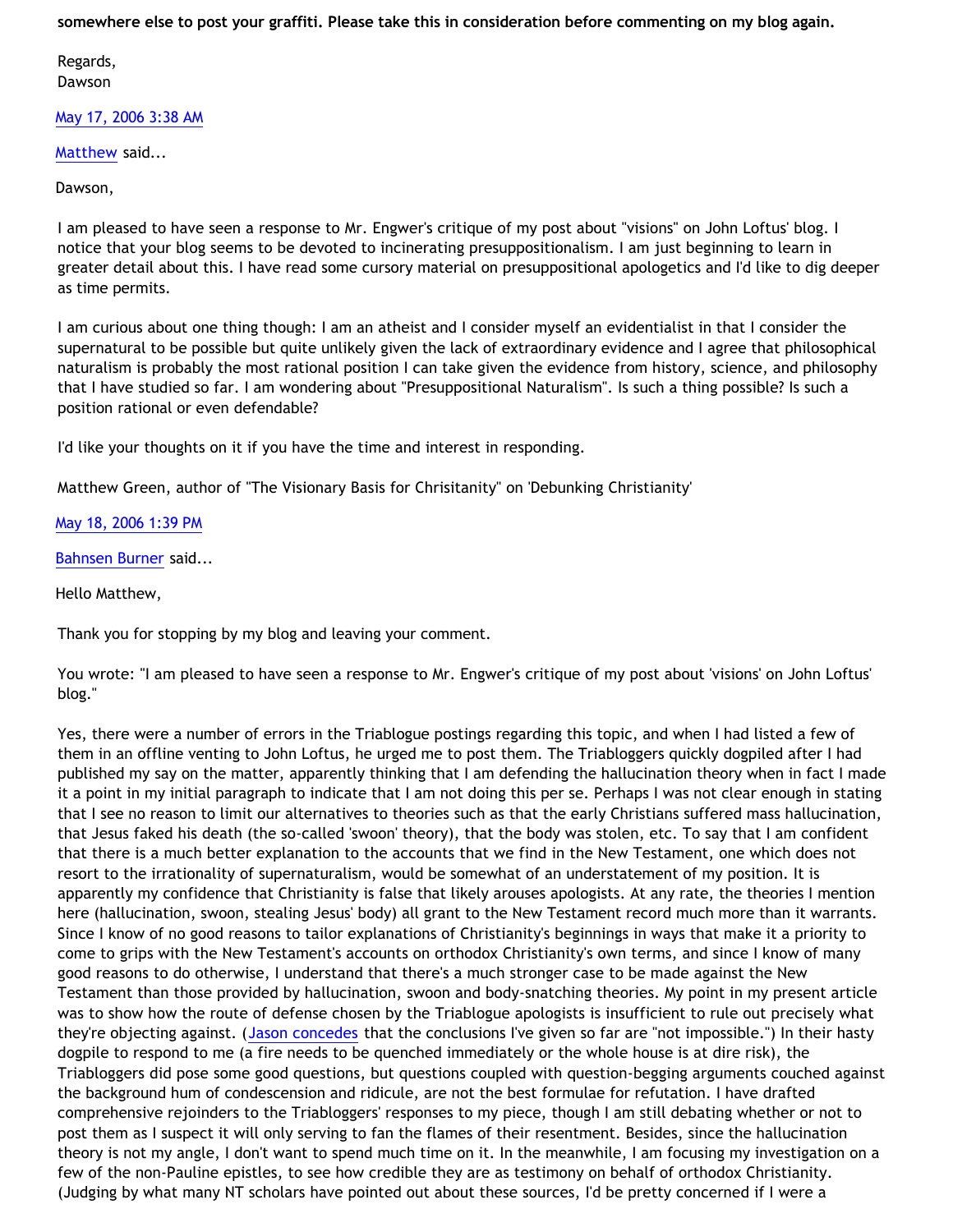**somewhere else to post your graffiti. Please take this in consideration before commenting on my blog again.**

Regards,
Dawson

May 17, 2006 3:38 AM

Matthew said...

Dawson,

I am pleased to have seen a response to Mr. Engwer's critique of my post about "visions" on John Loftus' blog. I notice that your blog seems to be devoted to incinerating presuppositionalism. I am just beginning to learn in greater detail about this. I have read some cursory material on presuppositional apologetics and I'd like to dig deeper as time permits.

I am curious about one thing though: I am an atheist and I consider myself an evidentialist in that I consider the supernatural to be possible but quite unlikely given the lack of extraordinary evidence and I agree that philosophical naturalism is probably the most rational position I can take given the evidence from history, science, and philosophy that I have studied so far. I am wondering about "Presuppositional Naturalism". Is such a thing possible? Is such a position rational or even defendable?

I'd like your thoughts on it if you have the time and interest in responding.

Matthew Green, author of "The Visionary Basis for Chrisitanity" on 'Debunking Christianity'

May 18, 2006 1:39 PM

Bahnsen Burner said...

Hello Matthew,

Thank you for stopping by my blog and leaving your comment.

You wrote: "I am pleased to have seen a response to Mr. Engwer's critique of my post about 'visions' on John Loftus' blog."

Yes, there were a number of errors in the Triablogue postings regarding this topic, and when I had listed a few of them in an offline venting to John Loftus, he urged me to post them. The Triabloggers quickly dogpiled after I had published my say on the matter, apparently thinking that I am defending the hallucination theory when in fact I made it a point in my initial paragraph to indicate that I am not doing this per se. Perhaps I was not clear enough in stating that I see no reason to limit our alternatives to theories such as that the early Christians suffered mass hallucination, that Jesus faked his death (the so-called 'swoon' theory), that the body was stolen, etc. To say that I am confident that there is a much better explanation to the accounts that we find in the New Testament, one which does not resort to the irrationality of supernaturalism, would be somewhat of an understatement of my position. It is apparently my confidence that Christianity is false that likely arouses apologists. At any rate, the theories I mention here (hallucination, swoon, stealing Jesus' body) all grant to the New Testament record much more than it warrants. Since I know of no good reasons to tailor explanations of Christianity's beginnings in ways that make it a priority to come to grips with the New Testament's accounts on orthodox Christianity's own terms, and since I know of many good reasons to do otherwise, I understand that there's a much stronger case to be made against the New Testament than those provided by hallucination, swoon and body-snatching theories. My point in my present article was to show how the route of defense chosen by the Triablogue apologists is insufficient to rule out precisely what they're objecting against. (Jason concedes that the conclusions I've given so far are "not impossible.") In their hasty dogpile to respond to me (a fire needs to be quenched immediately or the whole house is at dire risk), the Triabloggers did pose some good questions, but questions coupled with question-begging arguments couched against the background hum of condescension and ridicule, are not the best formulae for refutation. I have drafted comprehensive rejoinders to the Triabloggers' responses to my piece, though I am still debating whether or not to post them as I suspect it will only serving to fan the flames of their resentment. Besides, since the hallucination theory is not my angle, I don't want to spend much time on it. In the meanwhile, I am focusing my investigation on a few of the non-Pauline epistles, to see how credible they are as testimony on behalf of orthodox Christianity. (Judging by what many NT scholars have pointed out about these sources, I'd be pretty concerned if I were a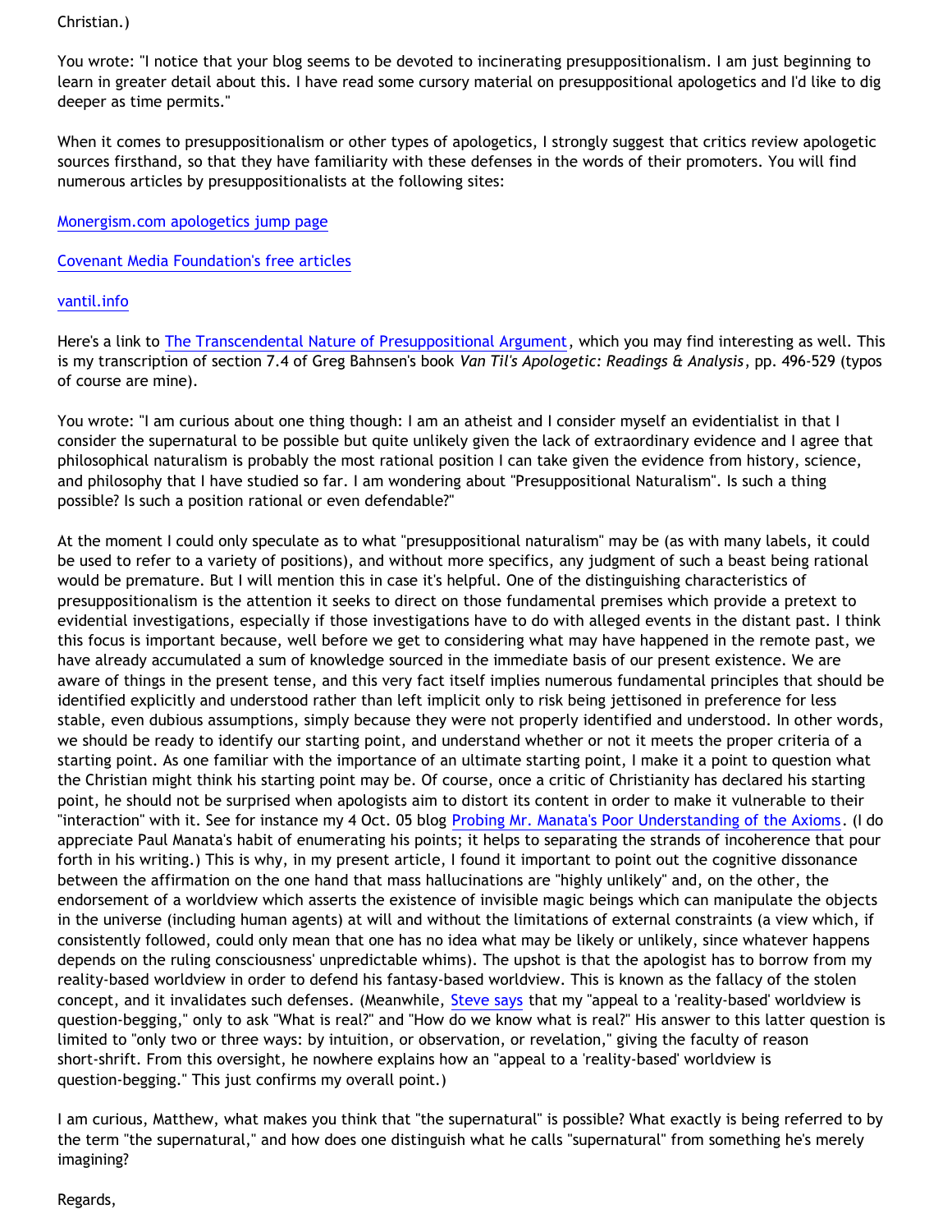Christian.)

You wrote: "I notice that your blog seems to be devoted to incinerating presuppositionalism. I am just beginning to learn in greater detail about this. I have read some cursory material on presuppositional apologetics and I'd like to dig deeper as time permits."

When it comes to presuppositionalism or other types of apologetics, I strongly suggest that critics review apologetic sources firsthand, so that they have familiarity with these defenses in the words of their promoters. You will find numerous articles by presuppositionalists at the following sites:

Monergism.com apologetics jump page

Covenant Media Foundation's free articles

vantil.info

Here's a link to The Transcendental Nature of Presuppositional Argument, which you may find interesting as well. This is my transcription of section 7.4 of Greg Bahnsen's book *Van Til's Apologetic: Readings & Analysis*, pp. 496-529 (typos of course are mine).

You wrote: "I am curious about one thing though: I am an atheist and I consider myself an evidentialist in that I consider the supernatural to be possible but quite unlikely given the lack of extraordinary evidence and I agree that philosophical naturalism is probably the most rational position I can take given the evidence from history, science, and philosophy that I have studied so far. I am wondering about "Presuppositional Naturalism". Is such a thing possible? Is such a position rational or even defendable?"

At the moment I could only speculate as to what "presuppositional naturalism" may be (as with many labels, it could be used to refer to a variety of positions), and without more specifics, any judgment of such a beast being rational would be premature. But I will mention this in case it's helpful. One of the distinguishing characteristics of presuppositionalism is the attention it seeks to direct on those fundamental premises which provide a pretext to evidential investigations, especially if those investigations have to do with alleged events in the distant past. I think this focus is important because, well before we get to considering what may have happened in the remote past, we have already accumulated a sum of knowledge sourced in the immediate basis of our present existence. We are aware of things in the present tense, and this very fact itself implies numerous fundamental principles that should be identified explicitly and understood rather than left implicit only to risk being jettisoned in preference for less stable, even dubious assumptions, simply because they were not properly identified and understood. In other words, we should be ready to identify our starting point, and understand whether or not it meets the proper criteria of a starting point. As one familiar with the importance of an ultimate starting point, I make it a point to question what the Christian might think his starting point may be. Of course, once a critic of Christianity has declared his starting point, he should not be surprised when apologists aim to distort its content in order to make it vulnerable to their "interaction" with it. See for instance my 4 Oct. 05 blog Probing Mr. Manata's Poor Understanding of the Axioms. (I do appreciate Paul Manata's habit of enumerating his points; it helps to separating the strands of incoherence that pour forth in his writing.) This is why, in my present article, I found it important to point out the cognitive dissonance between the affirmation on the one hand that mass hallucinations are "highly unlikely" and, on the other, the endorsement of a worldview which asserts the existence of invisible magic beings which can manipulate the objects in the universe (including human agents) at will and without the limitations of external constraints (a view which, if consistently followed, could only mean that one has no idea what may be likely or unlikely, since whatever happens depends on the ruling consciousness' unpredictable whims). The upshot is that the apologist has to borrow from my reality-based worldview in order to defend his fantasy-based worldview. This is known as the fallacy of the stolen concept, and it invalidates such defenses. (Meanwhile, Steve says that my "appeal to a 'reality-based' worldview is question-begging," only to ask "What is real?" and "How do we know what is real?" His answer to this latter question is limited to "only two or three ways: by intuition, or observation, or revelation," giving the faculty of reason short-shrift. From this oversight, he nowhere explains how an "appeal to a 'reality-based' worldview is question-begging." This just confirms my overall point.)

I am curious, Matthew, what makes you think that "the supernatural" is possible? What exactly is being referred to by the term "the supernatural," and how does one distinguish what he calls "supernatural" from something he's merely imagining?

Regards,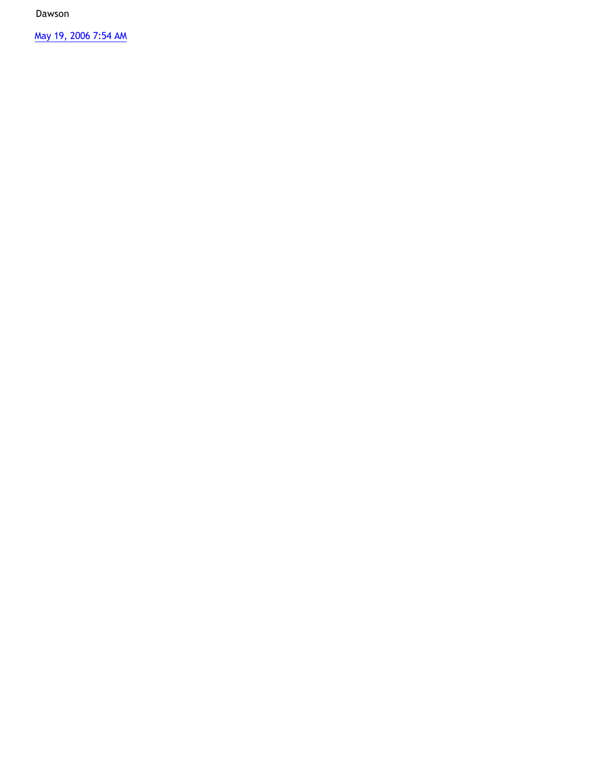Dawson

[May 19, 2006 7:54 AM]